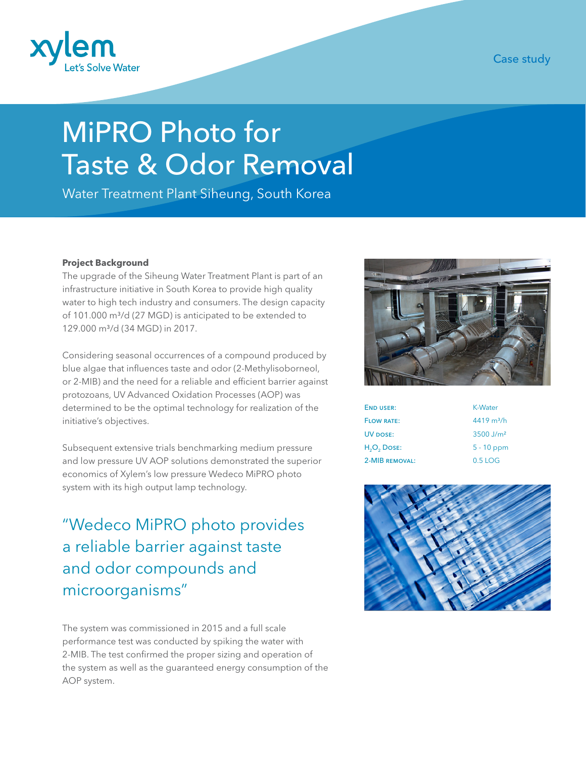Case study

# MiPRO Photo for Taste & Odor Removal

Water Treatment Plant Siheung, South Korea

**Project Background**

The upgrade of the Siheung Water Treatment Plant is part of an infrastructure initiative in South Korea to provide high quality water to high tech industry and consumers. The design capacity of 101.000 m³/d (27 MGD) is anticipated to be extended to 129.000 m³/d (34 MGD) in 2017.

Considering seasonal occurrences of a compound produced by blue algae that influences taste and odor (2-Methylisoborneol, or 2-MIB) and the need for a reliable and efficient barrier against protozoans, UV Advanced Oxidation Processes (AOP) was determined to be the optimal technology for realization of the initiative's objectives.

Subsequent extensive trials benchmarking medium pressure and low pressure UV AOP solutions demonstrated the superior economics of Xylem's low pressure Wedeco MiPRO photo system with its high output lamp technology.

> "Wedeco MiPRO photo provides a reliable barrier against taste and odor compounds and microorganisms"

The system was commissioned in 2015 and a full scale performance test was conducted by spiking the water with 2-MIB. The test confirmed the proper sizing and operation of the system as well as the guaranteed energy consumption of the AOP system.

| | |
|---|---|
| End user: | K-Water |
| Flow rate: | 4419 m³/h |
| UV dose: | 3500 J/m² |
| $H_2O_2$ Dose: | 5 - 10 ppm |
| 2-MIB removal: | 0.5 LOG |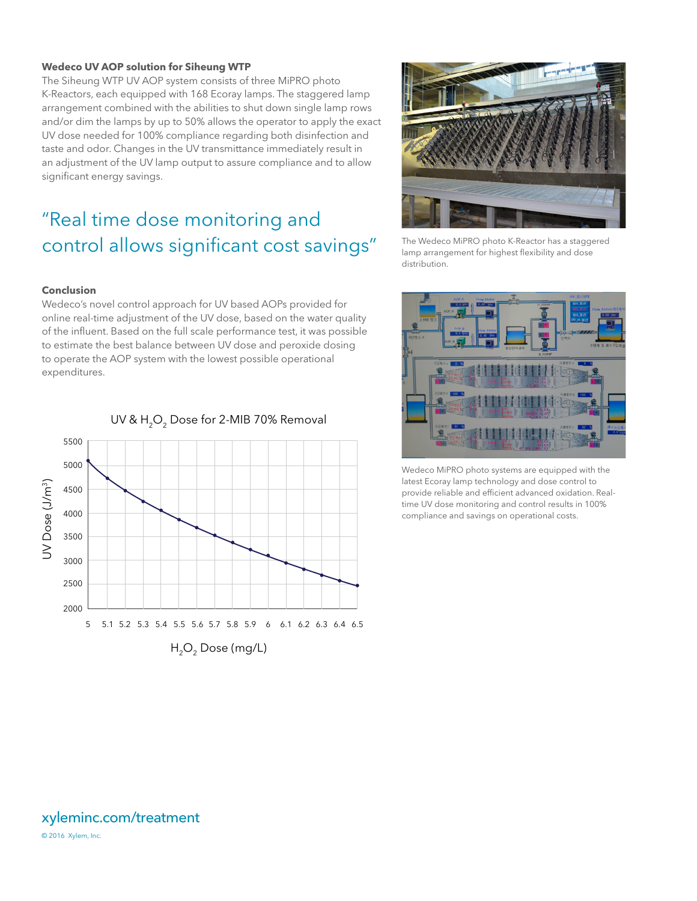### Wedeco UV AOP solution for Siheung WTP

The Siheung WTP UV AOP system consists of three MiPRO photo K-Reactors, each equipped with 168 Ecoray lamps. The staggered lamp arrangement combined with the abilities to shut down single lamp rows and/or dim the lamps by up to 50% allows the operator to apply the exact UV dose needed for 100% compliance regarding both disinfection and taste and odor. Changes in the UV transmittance immediately result in an adjustment of the UV lamp output to assure compliance and to allow significant energy savings.

## "Real time dose monitoring and control allows significant cost savings"

### Conclusion

Wedeco's novel control approach for UV based AOPs provided for online real-time adjustment of the UV dose, based on the water quality of the influent. Based on the full scale performance test, it was possible to estimate the best balance between UV dose and peroxide dosing to operate the AOP system with the lowest possible operational expenditures.

UV & $H_2O_2$ Dose for 2-MIB 70% Removal

UV Dose (J/m³)

5500
5000
4500
4000
3500
3000
2500
2000

5 5.1 5.2 5.3 5.4 5.5 5.6 5.7 5.8 5.9 6 6.1 6.2 6.3 6.4 6.5

$H_2O_2$ Dose (mg/L)

The Wedeco MiPRO photo K-Reactor has a staggered lamp arrangement for highest flexibility and dose distribution.

Wedeco MiPRO photo systems are equipped with the latest Ecoray lamp technology and dose control to provide reliable and efficient advanced oxidation. Real-time UV dose monitoring and control results in 100% compliance and savings on operational costs.

xyleminc.com/treatment

© 2016 Xylem, Inc.